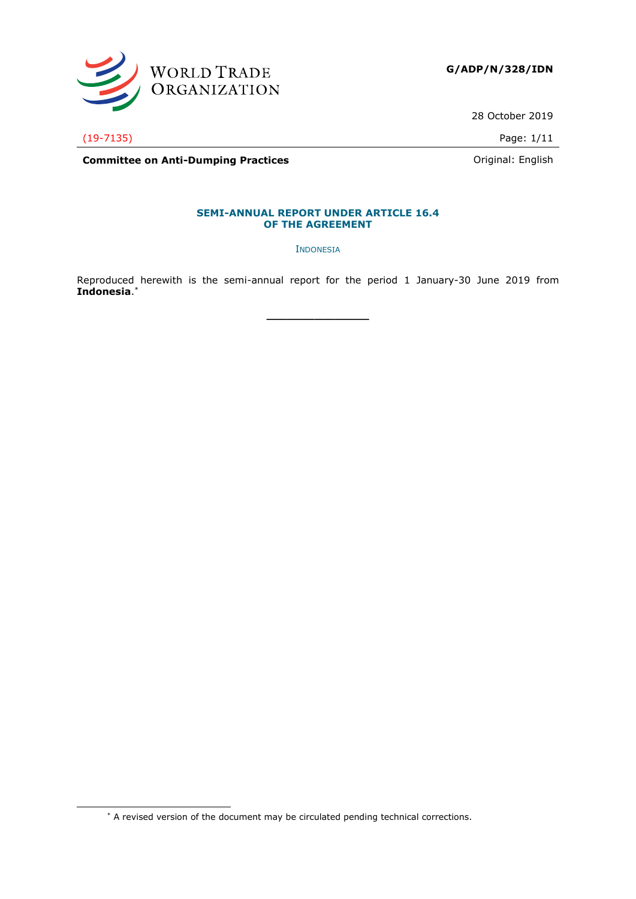G/ADP/N/328/IDN

28 October 2019

(19-7135)

**Committee on Anti-Dumping Practices**

Original: English

## SEMI-ANNUAL REPORT UNDER ARTICLE 16.4 OF THE AGREEMENT

INDONESIA

Reproduced herewith is the semi-annual report for the period 1 January-30 June 2019 from **Indonesia**.*

---

* A revised version of the document may be circulated pending technical corrections.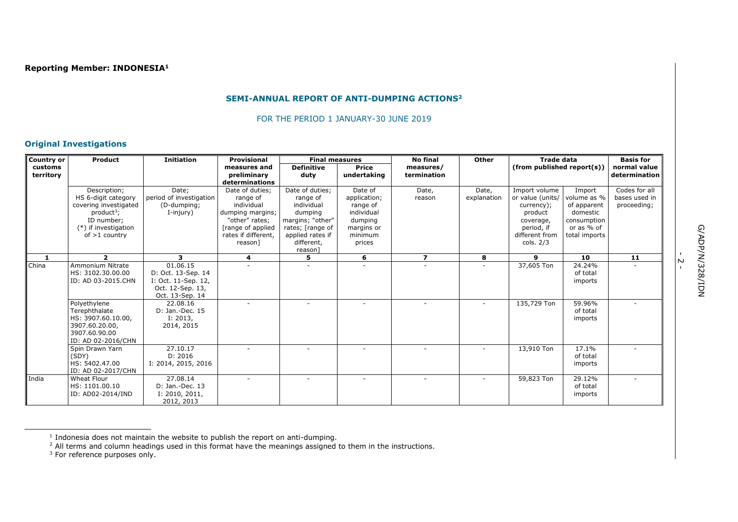**Reporting Member: INDONESIA[1]**

## SEMI-ANNUAL REPORT OF ANTI-DUMPING ACTIONS[2]

FOR THE PERIOD 1 JANUARY-30 JUNE 2019

### Original Investigations

| Country or customs territory | Product | Initiation | Provisional measures and preliminary determinations | Final measures | | No final measures/ termination | Other | Trade data (from published report(s)) | | Basis for normal value determination |
|---|---|---|---|---|---|---|---|---|---|---|
| | | | | Definitive duty | Price undertaking | | | | | |
| | Description; HS 6-digit category covering investigated product[3]; ID number; (*) if investigation of >1 country | Date; period of investigation (D-dumping; I-injury) | Date of duties; range of individual dumping margins; "other" rates; [range of applied rates if different, reason] | Date of duties; range of individual dumping margins; "other" rates; [range of applied rates if different, reason] | Date of application; range of individual dumping margins or minimum prices | Date, reason | Date, explanation | Import volume or value (units/ currency); product coverage, period, if different from cols. 2/3 | Import volume as % of apparent domestic consumption or as % of total imports | Codes for all bases used in proceeding; |
| **1** | **2** | **3** | **4** | **5** | **6** | **7** | **8** | **9** | **10** | **11** |
| China | Ammonium Nitrate HS: 3102.30.00.00 ID: AD 03-2015.CHN | 01.06.15 D: Oct. 13-Sep. 14 I: Oct. 11-Sep. 12, Oct. 12-Sep. 13, Oct. 13-Sep. 14 | - | - | - | - | - | 37,605 Ton | 24.24% of total imports | - |
| | Polyethylene Terephthalate HS: 3907.60.10.00, 3907.60.20.00, 3907.60.90.00 ID: AD 02-2016/CHN | 22.08.16 D: Jan.-Dec. 15 I: 2013, 2014, 2015 | - | - | - | - | - | 135,729 Ton | 59.96% of total imports | - |
| | Spin Drawn Yarn (SDY) HS: 5402.47.00 ID: AD 02-2017/CHN | 27.10.17 D: 2016 I: 2014, 2015, 2016 | - | - | - | - | - | 13,910 Ton | 17.1% of total imports | - |
| India | Wheat Flour HS: 1101.00.10 ID: AD02-2014/IND | 27.08.14 D: Jan.-Dec. 13 I: 2010, 2011, 2012, 2013 | - | - | - | - | - | 59,823 Ton | 29.12% of total imports | - |

[1] Indonesia does not maintain the website to publish the report on anti-dumping.
[2] All terms and column headings used in this format have the meanings assigned to them in the instructions.
[3] For reference purposes only.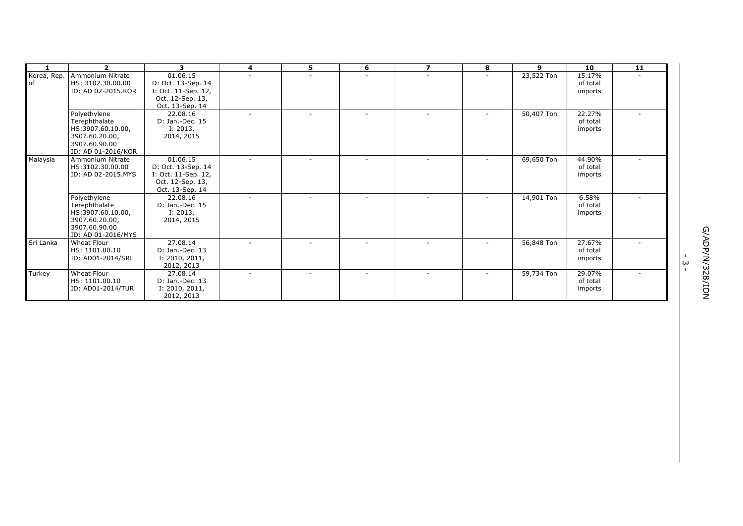| 1 | 2 | 3 | 4 | 5 | 6 | 7 | 8 | 9 | 10 | 11 |
|---|---|---|---|---|---|---|---|---|---|---|
| Korea, Rep. of | Ammonium Nitrate HS: 3102.30.00.00 ID: AD 02-2015.KOR | 01.06.15 D: Oct. 13-Sep. 14 I: Oct. 11-Sep. 12, Oct. 12-Sep. 13, Oct. 13-Sep. 14 | - | - | - | - | - | 23,522 Ton | 15.17% of total imports | - |
| | Polyethylene Terephthalate HS:3907.60.10.00, 3907.60.20.00, 3907.60.90.00 ID: AD 01-2016/KOR | 22.08.16 D: Jan.-Dec. 15 I: 2013, 2014, 2015 | - | - | - | - | - | 50,407 Ton | 22.27% of total imports | - |
| Malaysia | Ammonium Nitrate HS:3102.30.00.00 ID: AD 02-2015.MYS | 01.06.15 D: Oct. 13-Sep. 14 I: Oct. 11-Sep. 12, Oct. 12-Sep. 13, Oct. 13-Sep. 14 | - | - | - | - | - | 69,650 Ton | 44.90% of total imports | - |
| | Polyethylene Terephthalate HS:3907.60.10.00, 3907.60.20.00, 3907.60.90.00 ID: AD 01-2016/MYS | 22.08.16 D: Jan.-Dec. 15 I: 2013, 2014, 2015 | - | - | - | - | - | 14,901 Ton | 6.58% of total imports | - |
| Sri Lanka | Wheat Flour HS: 1101.00.10 ID: AD01-2014/SRL | 27.08.14 D: Jan.-Dec. 13 I: 2010, 2011, 2012, 2013 | - | - | - | - | - | 56,848 Ton | 27.67% of total imports | - |
| Turkey | Wheat Flour HS: 1101.00.10 ID: AD01-2014/TUR | 27.08.14 D: Jan.-Dec. 13 I: 2010, 2011, 2012, 2013 | - | - | - | - | - | 59,734 Ton | 29.07% of total imports | - |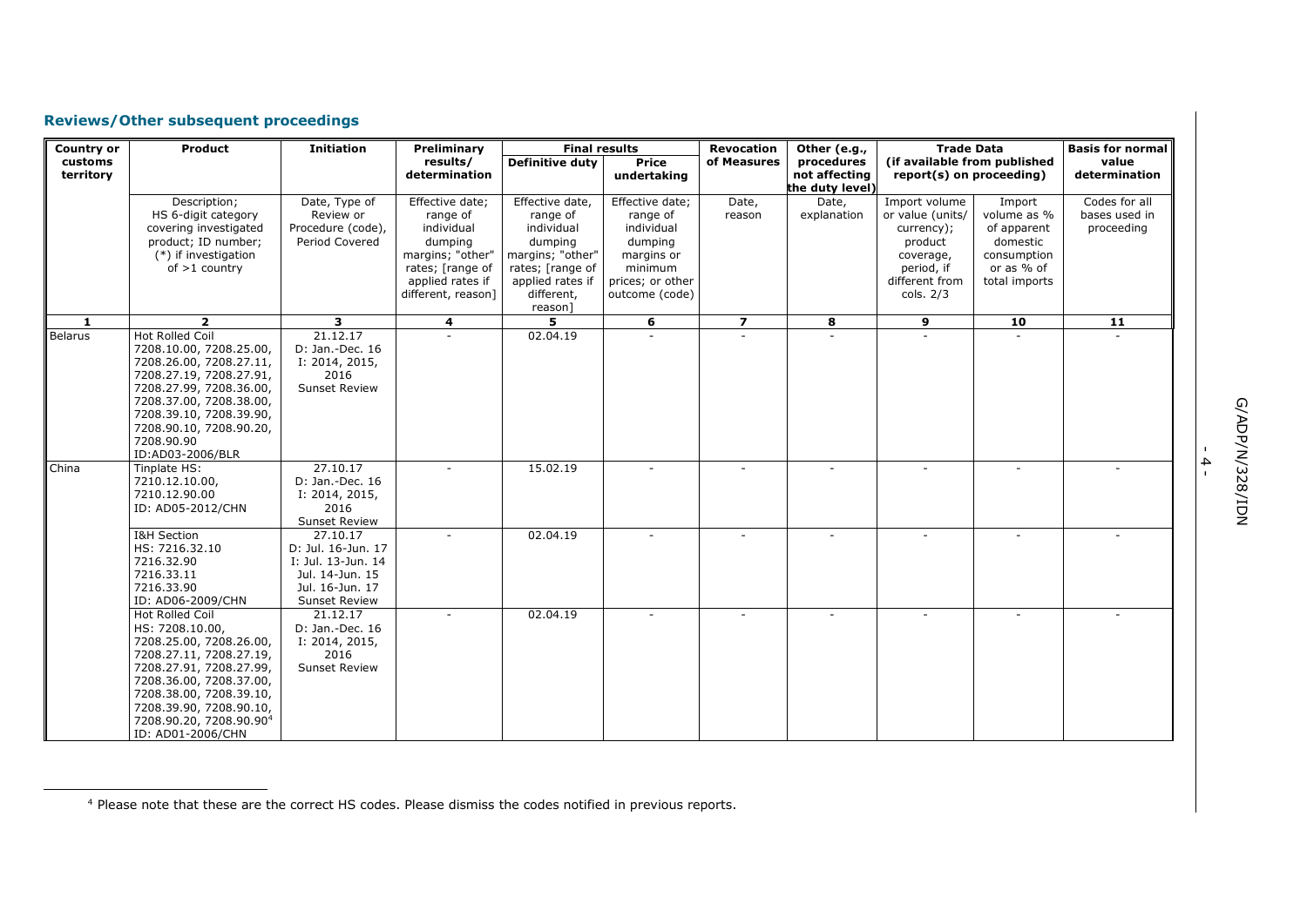## Reviews/Other subsequent proceedings

| Country or customs territory | Product | Initiation | Preliminary results/ determination | Final results | | Revocation of Measures | Other (e.g., procedures not affecting the duty level) | Trade Data (if available from published report(s) on proceeding) | | Basis for normal value determination |
|---|---|---|---|---|---|---|---|---|---|---|
| | | | | Definitive duty | Price undertaking | | | | | |
| | Description; HS 6-digit category covering investigated product; ID number; (*) if investigation of >1 country | Date, Type of Review or Procedure (code), Period Covered | Effective date; range of individual dumping margins; "other" rates; [range of applied rates if different, reason] | Effective date, range of individual dumping margins; "other" rates; [range of applied rates if different, reason] | Effective date; range of individual dumping margins or minimum prices; or other outcome (code) | Date, reason | Date, explanation | Import volume or value (units/ currency); product coverage, period, if different from cols. 2/3 | Import volume as % of apparent domestic consumption or as % of total imports | Codes for all bases used in proceeding |
| **1** | **2** | **3** | **4** | **5** | **6** | **7** | **8** | **9** | **10** | **11** |
| Belarus | Hot Rolled Coil 7208.10.00, 7208.25.00, 7208.26.00, 7208.27.11, 7208.27.19, 7208.27.91, 7208.27.99, 7208.36.00, 7208.37.00, 7208.38.00, 7208.39.10, 7208.39.90, 7208.90.10, 7208.90.20, 7208.90.90 ID:AD03-2006/BLR | 21.12.17 D: Jan.-Dec. 16 I: 2014, 2015, 2016 Sunset Review | - | 02.04.19 | - | - | - | - | - | - |
| China | Tinplate HS: 7210.12.10.00, 7210.12.90.00 ID: AD05-2012/CHN | 27.10.17 D: Jan.-Dec. 16 I: 2014, 2015, 2016 Sunset Review | - | 15.02.19 | - | - | - | - | - | - |
| | I&H Section HS: 7216.32.10 7216.32.90 7216.33.11 7216.33.90 ID: AD06-2009/CHN | 27.10.17 D: Jul. 16-Jun. 17 I: Jul. 13-Jun. 14 Jul. 14-Jun. 15 Jul. 16-Jun. 17 Sunset Review | - | 02.04.19 | - | - | - | - | - | - |
| | Hot Rolled Coil HS: 7208.10.00, 7208.25.00, 7208.26.00, 7208.27.11, 7208.27.19, 7208.27.91, 7208.27.99, 7208.36.00, 7208.37.00, 7208.38.00, 7208.39.10, 7208.39.90, 7208.90.10, 7208.90.20, 7208.90.90[4] ID: AD01-2006/CHN | 21.12.17 D: Jan.-Dec. 16 I: 2014, 2015, 2016 Sunset Review | - | 02.04.19 | - | - | - | - | - | - |

[4] Please note that these are the correct HS codes. Please dismiss the codes notified in previous reports.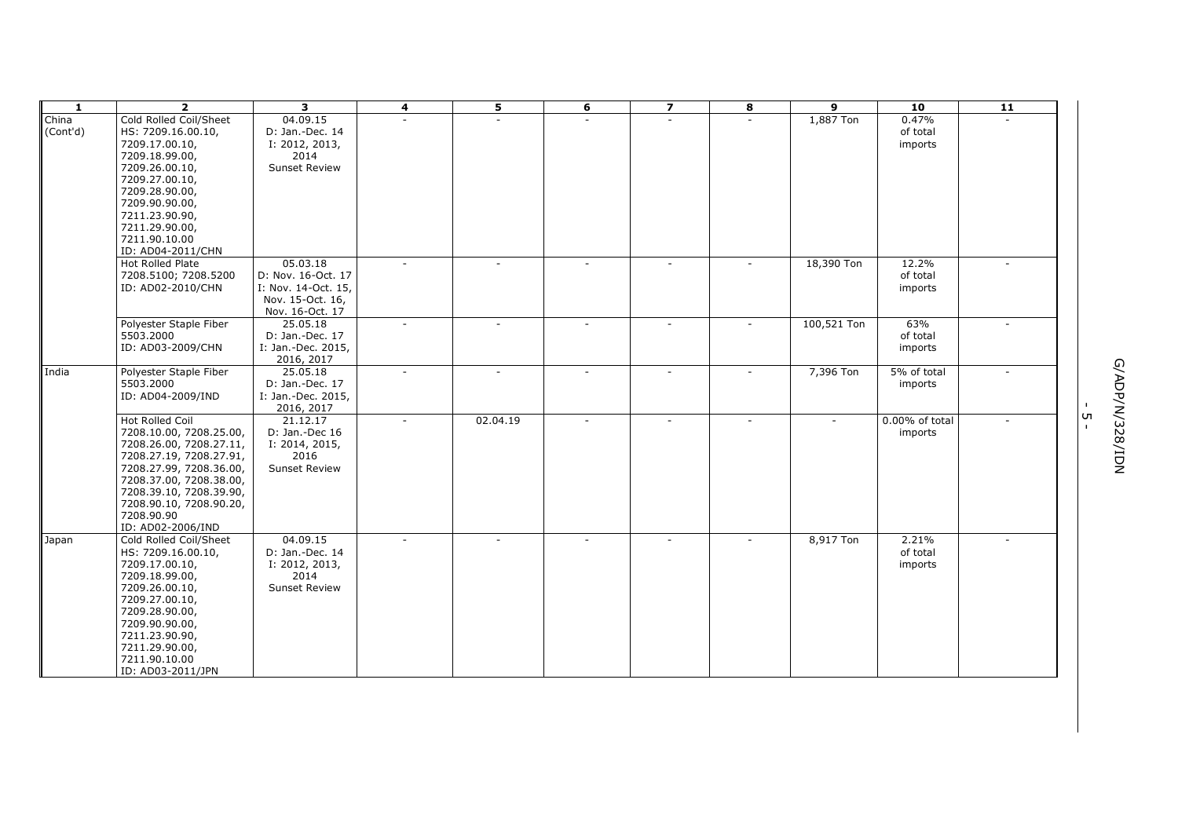| 1 | 2 | 3 | 4 | 5 | 6 | 7 | 8 | 9 | 10 | 11 |
|---|---|---|---|---|---|---|---|---|---|---|
| China (Cont'd) | Cold Rolled Coil/Sheet HS: 7209.16.00.10, 7209.17.00.10, 7209.18.99.00, 7209.26.00.10, 7209.27.00.10, 7209.28.90.00, 7209.90.90.00, 7211.23.90.90, 7211.29.90.00, 7211.90.10.00 ID: AD04-2011/CHN | 04.09.15 D: Jan.-Dec. 14 I: 2012, 2013, 2014 Sunset Review | - | - | - | - | - | 1,887 Ton | 0.47% of total imports | - |
| | Hot Rolled Plate 7208.5100; 7208.5200 ID: AD02-2010/CHN | 05.03.18 D: Nov. 16-Oct. 17 I: Nov. 14-Oct. 15, Nov. 15-Oct. 16, Nov. 16-Oct. 17 | - | - | - | - | - | 18,390 Ton | 12.2% of total imports | - |
| | Polyester Staple Fiber 5503.2000 ID: AD03-2009/CHN | 25.05.18 D: Jan.-Dec. 17 I: Jan.-Dec. 2015, 2016, 2017 | - | - | - | - | - | 100,521 Ton | 63% of total imports | - |
| India | Polyester Staple Fiber 5503.2000 ID: AD04-2009/IND | 25.05.18 D: Jan.-Dec. 17 I: Jan.-Dec. 2015, 2016, 2017 | - | - | - | - | - | 7,396 Ton | 5% of total imports | - |
| | Hot Rolled Coil 7208.10.00, 7208.25.00, 7208.26.00, 7208.27.11, 7208.27.19, 7208.27.91, 7208.27.99, 7208.36.00, 7208.37.00, 7208.38.00, 7208.39.10, 7208.39.90, 7208.90.10, 7208.90.20, 7208.90.90 ID: AD02-2006/IND | 21.12.17 D: Jan.-Dec 16 I: 2014, 2015, 2016 Sunset Review | - | 02.04.19 | - | - | - | - | 0.00% of total imports | - |
| Japan | Cold Rolled Coil/Sheet HS: 7209.16.00.10, 7209.17.00.10, 7209.18.99.00, 7209.26.00.10, 7209.27.00.10, 7209.28.90.00, 7209.90.90.00, 7211.23.90.90, 7211.29.90.00, 7211.90.10.00 ID: AD03-2011/JPN | 04.09.15 D: Jan.-Dec. 14 I: 2012, 2013, 2014 Sunset Review | - | - | - | - | - | 8,917 Ton | 2.21% of total imports | - |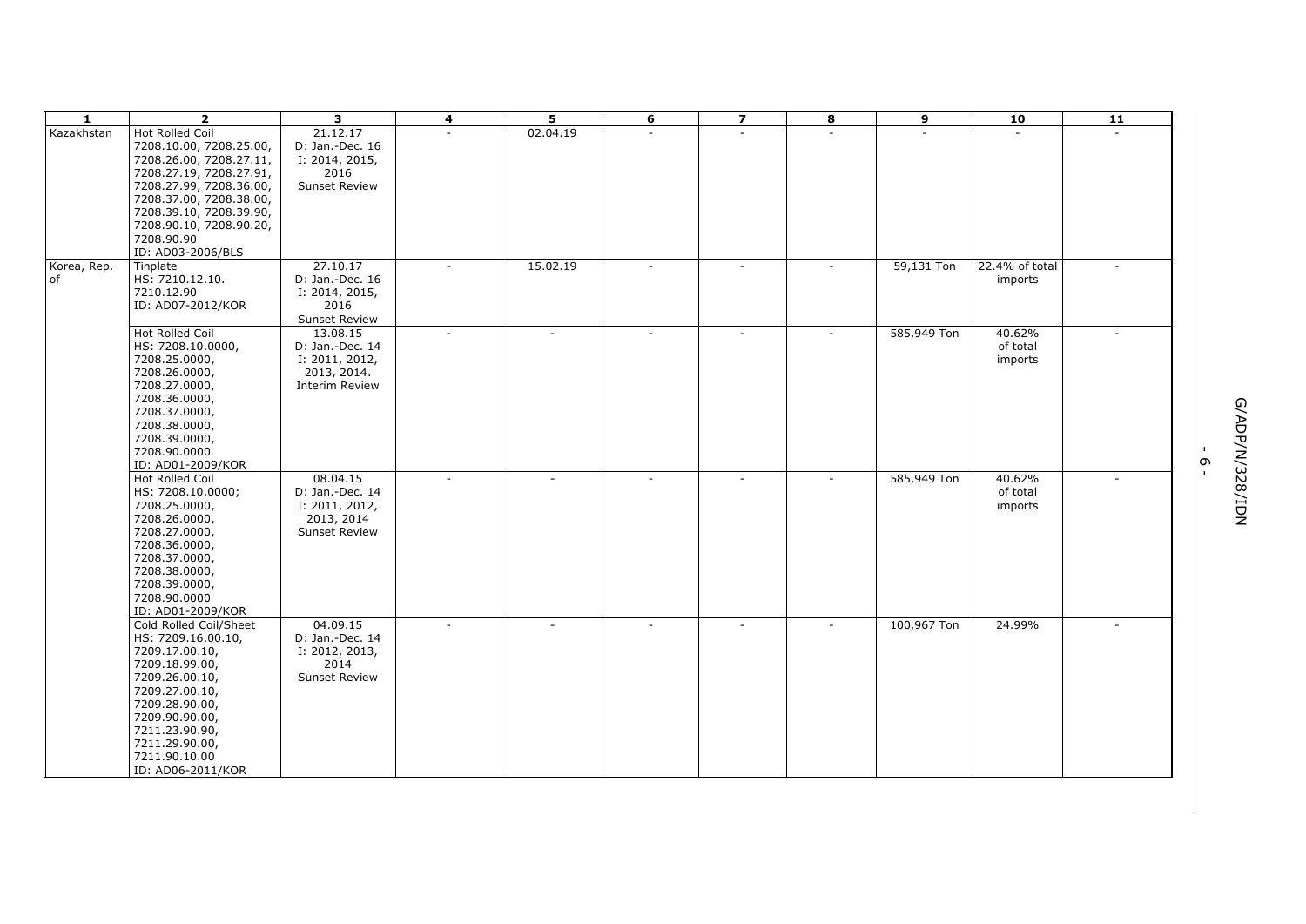| 1 | 2 | 3 | 4 | 5 | 6 | 7 | 8 | 9 | 10 | 11 |
|---|---|---|---|---|---|---|---|---|---|---|
| Kazakhstan | Hot Rolled Coil<br>7208.10.00, 7208.25.00, 7208.26.00, 7208.27.11, 7208.27.19, 7208.27.91, 7208.27.99, 7208.36.00, 7208.37.00, 7208.38.00, 7208.39.10, 7208.39.90, 7208.90.10, 7208.90.20, 7208.90.90<br>ID: AD03-2006/BLS | 21.12.17<br>D: Jan.-Dec. 16<br>I: 2014, 2015, 2016<br>Sunset Review | - | 02.04.19 | - | - | - | - | - | - |
| Korea, Rep. of | Tinplate<br>HS: 7210.12.10. 7210.12.90<br>ID: AD07-2012/KOR | 27.10.17<br>D: Jan.-Dec. 16<br>I: 2014, 2015, 2016<br>Sunset Review | - | 15.02.19 | - | - | - | 59,131 Ton | 22.4% of total imports | - |
| | Hot Rolled Coil<br>HS: 7208.10.0000, 7208.25.0000, 7208.26.0000, 7208.27.0000, 7208.36.0000, 7208.37.0000, 7208.38.0000, 7208.39.0000, 7208.90.0000<br>ID: AD01-2009/KOR | 13.08.15<br>D: Jan.-Dec. 14<br>I: 2011, 2012, 2013, 2014.<br>Interim Review | - | - | - | - | - | 585,949 Ton | 40.62% of total imports | - |
| | Hot Rolled Coil<br>HS: 7208.10.0000; 7208.25.0000, 7208.26.0000, 7208.27.0000, 7208.36.0000, 7208.37.0000, 7208.38.0000, 7208.39.0000, 7208.90.0000<br>ID: AD01-2009/KOR | 08.04.15<br>D: Jan.-Dec. 14<br>I: 2011, 2012, 2013, 2014<br>Sunset Review | - | - | - | - | - | 585,949 Ton | 40.62% of total imports | - |
| | Cold Rolled Coil/Sheet<br>HS: 7209.16.00.10, 7209.17.00.10, 7209.18.99.00, 7209.26.00.10, 7209.27.00.10, 7209.28.90.00, 7209.90.90.00, 7211.23.90.90, 7211.29.90.00, 7211.90.10.00<br>ID: AD06-2011/KOR | 04.09.15<br>D: Jan.-Dec. 14<br>I: 2012, 2013, 2014<br>Sunset Review | - | - | - | - | - | 100,967 Ton | 24.99% | - |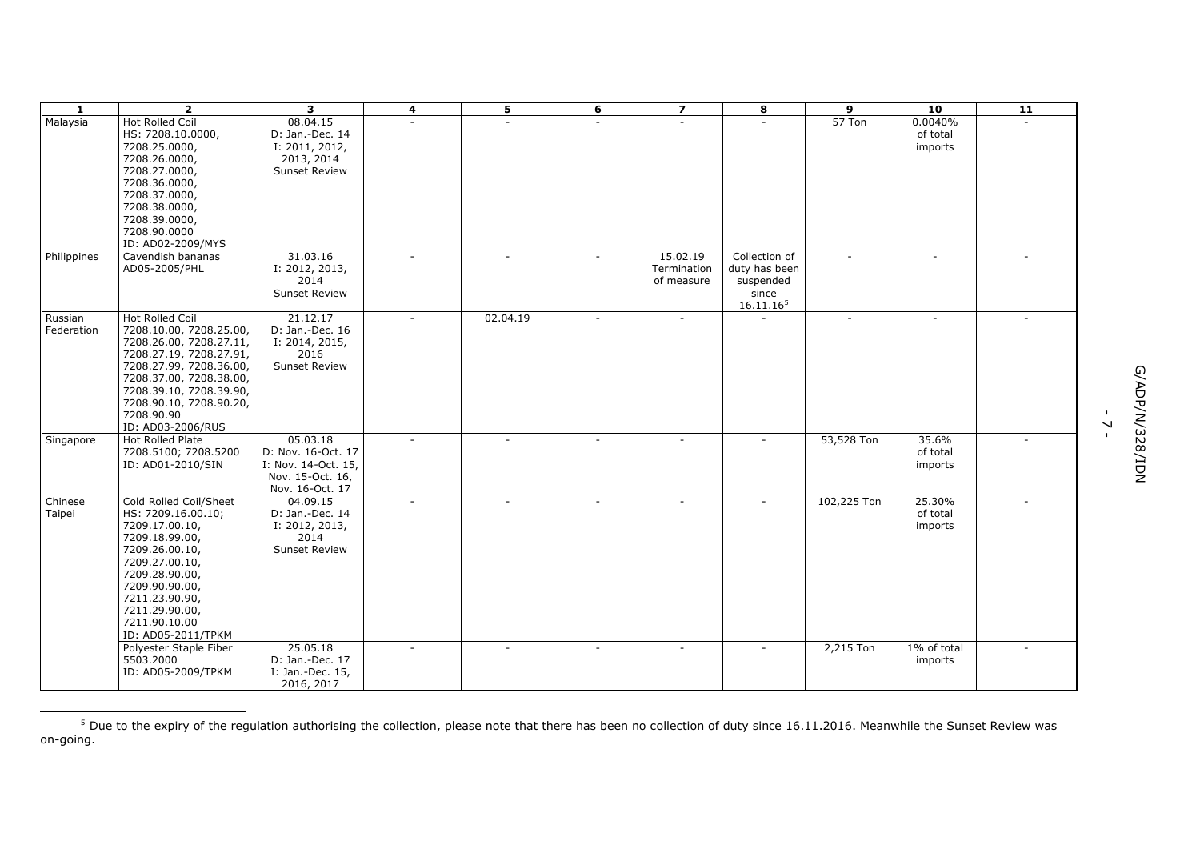| 1 | 2 | 3 | 4 | 5 | 6 | 7 | 8 | 9 | 10 | 11 |
|---|---|---|---|---|---|---|---|---|---|---|
| Malaysia | Hot Rolled Coil HS: 7208.10.0000, 7208.25.0000, 7208.26.0000, 7208.27.0000, 7208.36.0000, 7208.37.0000, 7208.38.0000, 7208.39.0000, 7208.90.0000 ID: AD02-2009/MYS | 08.04.15 D: Jan.-Dec. 14 I: 2011, 2012, 2013, 2014 Sunset Review | - | - | - | - | - | 57 Ton | 0.0040% of total imports | - |
| Philippines | Cavendish bananas AD05-2005/PHL | 31.03.16 I: 2012, 2013, 2014 Sunset Review | - | - | - | 15.02.19 Termination of measure | Collection of duty has been suspended since 16.11.16[5] | - | - | - |
| Russian Federation | Hot Rolled Coil 7208.10.00, 7208.25.00, 7208.26.00, 7208.27.11, 7208.27.19, 7208.27.91, 7208.27.99, 7208.36.00, 7208.37.00, 7208.38.00, 7208.39.10, 7208.39.90, 7208.90.10, 7208.90.20, 7208.90.90 ID: AD03-2006/RUS | 21.12.17 D: Jan.-Dec. 16 I: 2014, 2015, 2016 Sunset Review | - | 02.04.19 | - | - | - | - | - | - |
| Singapore | Hot Rolled Plate 7208.5100; 7208.5200 ID: AD01-2010/SIN | 05.03.18 D: Nov. 16-Oct. 17 I: Nov. 14-Oct. 15, Nov. 15-Oct. 16, Nov. 16-Oct. 17 | - | - | - | - | - | 53,528 Ton | 35.6% of total imports | - |
| Chinese Taipei | Cold Rolled Coil/Sheet HS: 7209.16.00.10; 7209.17.00.10, 7209.18.99.00, 7209.26.00.10, 7209.27.00.10, 7209.28.90.00, 7209.90.90.00, 7211.23.90.90, 7211.29.90.00, 7211.90.10.00 ID: AD05-2011/TPKM | 04.09.15 D: Jan.-Dec. 14 I: 2012, 2013, 2014 Sunset Review | - | - | - | - | - | 102,225 Ton | 25.30% of total imports | - |
| | Polyester Staple Fiber 5503.2000 ID: AD05-2009/TPKM | 25.05.18 D: Jan.-Dec. 17 I: Jan.-Dec. 15, 2016, 2017 | - | - | - | - | - | 2,215 Ton | 1% of total imports | - |

[5] Due to the expiry of the regulation authorising the collection, please note that there has been no collection of duty since 16.11.2016. Meanwhile the Sunset Review was on-going.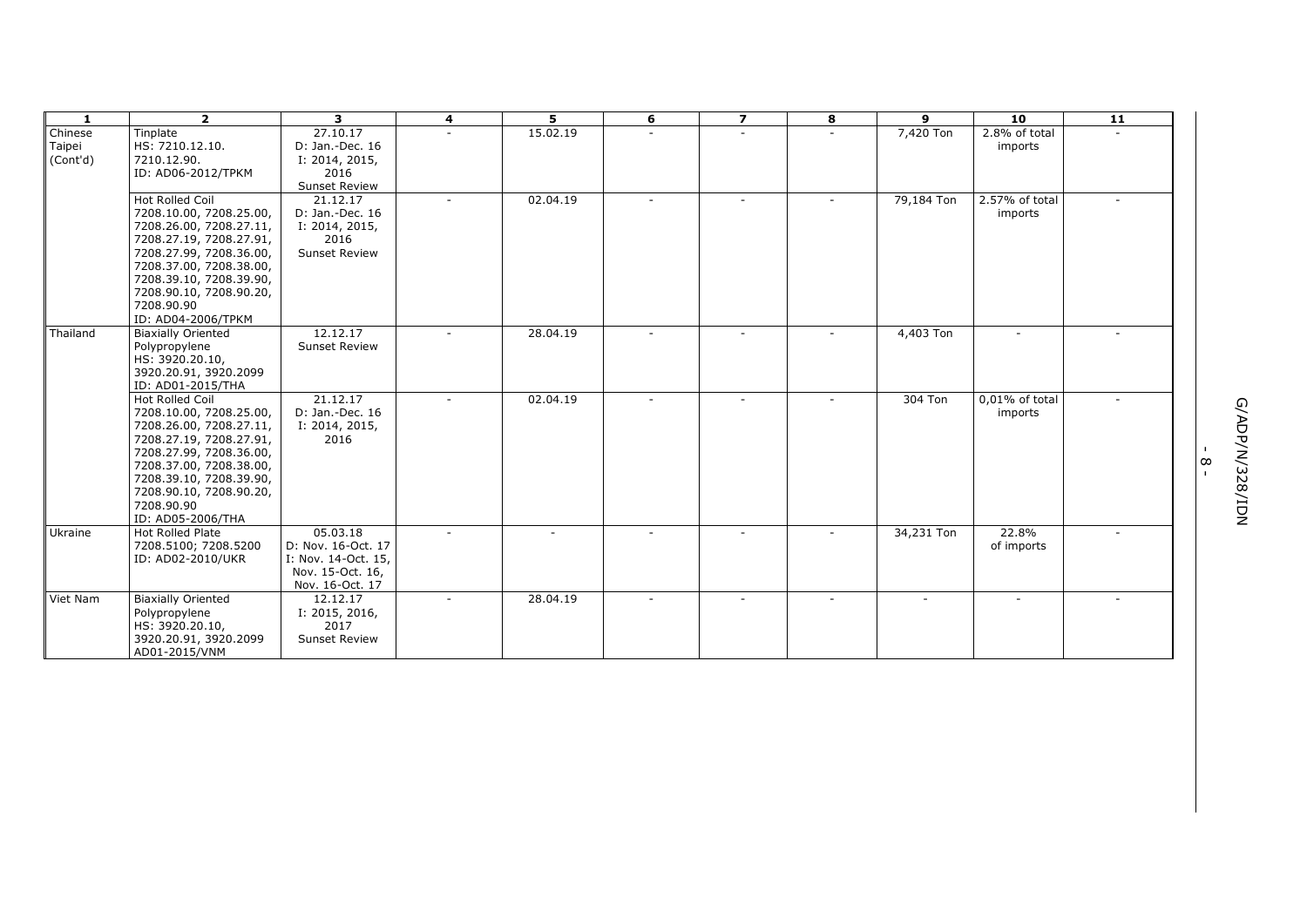| 1 | 2 | 3 | 4 | 5 | 6 | 7 | 8 | 9 | 10 | 11 |
|---|---|---|---|---|---|---|---|---|---|---|
| Chinese Taipei (Cont'd) | Tinplate HS: 7210.12.10. 7210.12.90. ID: AD06-2012/TPKM | 27.10.17 D: Jan.-Dec. 16 I: 2014, 2015, 2016 Sunset Review | - | 15.02.19 | - | - | - | 7,420 Ton | 2.8% of total imports | - |
| | Hot Rolled Coil 7208.10.00, 7208.25.00, 7208.26.00, 7208.27.11, 7208.27.19, 7208.27.91, 7208.27.99, 7208.36.00, 7208.37.00, 7208.38.00, 7208.39.10, 7208.39.90, 7208.90.10, 7208.90.20, 7208.90.90 ID: AD04-2006/TPKM | 21.12.17 D: Jan.-Dec. 16 I: 2014, 2015, 2016 Sunset Review | - | 02.04.19 | - | - | - | 79,184 Ton | 2.57% of total imports | - |
| Thailand | Biaxially Oriented Polypropylene HS: 3920.20.10, 3920.20.91, 3920.2099 ID: AD01-2015/THA | 12.12.17 Sunset Review | - | 28.04.19 | - | - | - | 4,403 Ton | - | - |
| | Hot Rolled Coil 7208.10.00, 7208.25.00, 7208.26.00, 7208.27.11, 7208.27.19, 7208.27.91, 7208.27.99, 7208.36.00, 7208.37.00, 7208.38.00, 7208.39.10, 7208.39.90, 7208.90.10, 7208.90.20, 7208.90.90 ID: AD05-2006/THA | 21.12.17 D: Jan.-Dec. 16 I: 2014, 2015, 2016 | - | 02.04.19 | - | - | - | 304 Ton | 0,01% of total imports | - |
| Ukraine | Hot Rolled Plate 7208.5100; 7208.5200 ID: AD02-2010/UKR | 05.03.18 D: Nov. 16-Oct. 17 I: Nov. 14-Oct. 15, Nov. 15-Oct. 16, Nov. 16-Oct. 17 | - | - | - | - | - | 34,231 Ton | 22.8% of imports | - |
| Viet Nam | Biaxially Oriented Polypropylene HS: 3920.20.10, 3920.20.91, 3920.2099 AD01-2015/VNM | 12.12.17 I: 2015, 2016, 2017 Sunset Review | - | 28.04.19 | - | - | - | - | - | - |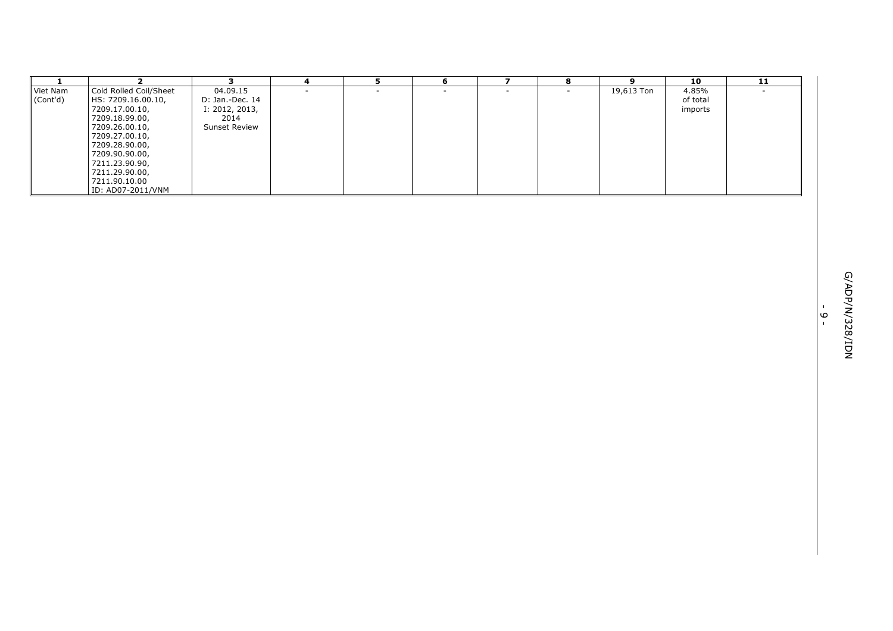| 1 | 2 | 3 | 4 | 5 | 6 | 7 | 8 | 9 | 10 | 11 |
|---|---|---|---|---|---|---|---|---|---|---|
| Viet Nam (Cont'd) | Cold Rolled Coil/Sheet HS: 7209.16.00.10, 7209.17.00.10, 7209.18.99.00, 7209.26.00.10, 7209.27.00.10, 7209.28.90.00, 7209.90.90.00, 7211.23.90.90, 7211.29.90.00, 7211.90.10.00 ID: AD07-2011/VNM | 04.09.15 D: Jan.-Dec. 14 I: 2012, 2013, 2014 Sunset Review | - | - | - | - | - | 19,613 Ton | 4.85% of total imports | - |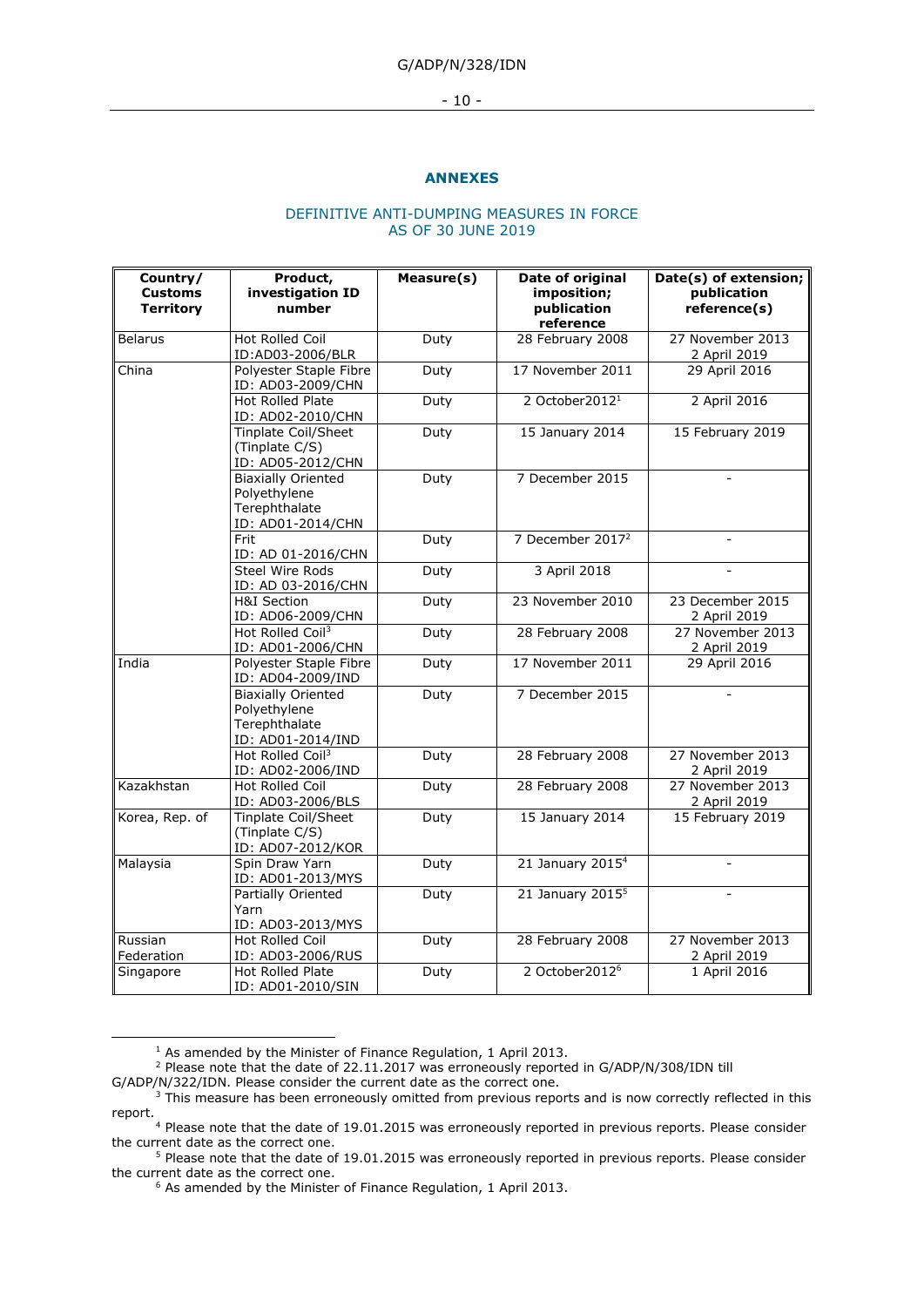## ANNEXES

### DEFINITIVE ANTI-DUMPING MEASURES IN FORCE AS OF 30 JUNE 2019

| Country/ Customs Territory | Product, investigation ID number | Measure(s) | Date of original imposition; publication reference | Date(s) of extension; publication reference(s) |
|---|---|---|---|---|
| Belarus | Hot Rolled Coil ID:AD03-2006/BLR | Duty | 28 February 2008 | 27 November 2013 2 April 2019 |
| China | Polyester Staple Fibre ID: AD03-2009/CHN | Duty | 17 November 2011 | 29 April 2016 |
| | Hot Rolled Plate ID: AD02-2010/CHN | Duty | 2 October2012[1] | 2 April 2016 |
| | Tinplate Coil/Sheet (Tinplate C/S) ID: AD05-2012/CHN | Duty | 15 January 2014 | 15 February 2019 |
| | Biaxially Oriented Polyethylene Terephthalate ID: AD01-2014/CHN | Duty | 7 December 2015 | - |
| | Frit ID: AD 01-2016/CHN | Duty | 7 December 2017[2] | - |
| | Steel Wire Rods ID: AD 03-2016/CHN | Duty | 3 April 2018 | - |
| | H&I Section ID: AD06-2009/CHN | Duty | 23 November 2010 | 23 December 2015 2 April 2019 |
| | Hot Rolled Coil[3] ID: AD01-2006/CHN | Duty | 28 February 2008 | 27 November 2013 2 April 2019 |
| India | Polyester Staple Fibre ID: AD04-2009/IND | Duty | 17 November 2011 | 29 April 2016 |
| | Biaxially Oriented Polyethylene Terephthalate ID: AD01-2014/IND | Duty | 7 December 2015 | - |
| | Hot Rolled Coil[3] ID: AD02-2006/IND | Duty | 28 February 2008 | 27 November 2013 2 April 2019 |
| Kazakhstan | Hot Rolled Coil ID: AD03-2006/BLS | Duty | 28 February 2008 | 27 November 2013 2 April 2019 |
| Korea, Rep. of | Tinplate Coil/Sheet (Tinplate C/S) ID: AD07-2012/KOR | Duty | 15 January 2014 | 15 February 2019 |
| Malaysia | Spin Draw Yarn ID: AD01-2013/MYS | Duty | 21 January 2015[4] | - |
| | Partially Oriented Yarn ID: AD03-2013/MYS | Duty | 21 January 2015[5] | - |
| Russian Federation | Hot Rolled Coil ID: AD03-2006/RUS | Duty | 28 February 2008 | 27 November 2013 2 April 2019 |
| Singapore | Hot Rolled Plate ID: AD01-2010/SIN | Duty | 2 October2012[6] | 1 April 2016 |

[1] As amended by the Minister of Finance Regulation, 1 April 2013.

[2] Please note that the date of 22.11.2017 was erroneously reported in G/ADP/N/308/IDN till G/ADP/N/322/IDN. Please consider the current date as the correct one.

[3] This measure has been erroneously omitted from previous reports and is now correctly reflected in this report.

[4] Please note that the date of 19.01.2015 was erroneously reported in previous reports. Please consider the current date as the correct one.

[5] Please note that the date of 19.01.2015 was erroneously reported in previous reports. Please consider the current date as the correct one.

[6] As amended by the Minister of Finance Regulation, 1 April 2013.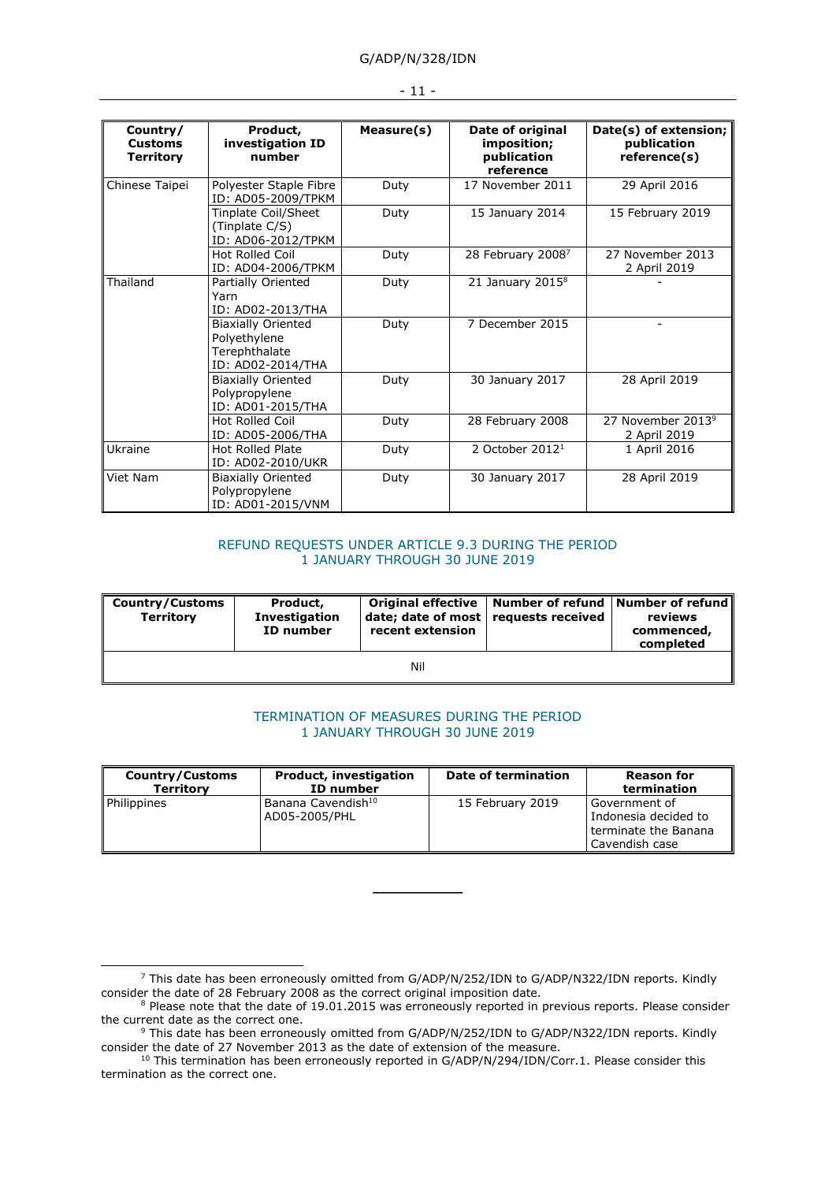| Country/ Customs Territory | Product, investigation ID number | Measure(s) | Date of original imposition; publication reference | Date(s) of extension; publication reference(s) |
|---|---|---|---|---|
| Chinese Taipei | Polyester Staple Fibre ID: AD05-2009/TPKM | Duty | 17 November 2011 | 29 April 2016 |
| | Tinplate Coil/Sheet (Tinplate C/S) ID: AD06-2012/TPKM | Duty | 15 January 2014 | 15 February 2019 |
| | Hot Rolled Coil ID: AD04-2006/TPKM | Duty | 28 February 2008[7] | 27 November 2013 2 April 2019 |
| Thailand | Partially Oriented Yarn ID: AD02-2013/THA | Duty | 21 January 2015[8] | - |
| | Biaxially Oriented Polyethylene Terephthalate ID: AD02-2014/THA | Duty | 7 December 2015 | - |
| | Biaxially Oriented Polypropylene ID: AD01-2015/THA | Duty | 30 January 2017 | 28 April 2019 |
| | Hot Rolled Coil ID: AD05-2006/THA | Duty | 28 February 2008 | 27 November 2013[9] 2 April 2019 |
| Ukraine | Hot Rolled Plate ID: AD02-2010/UKR | Duty | 2 October 2012[1] | 1 April 2016 |
| Viet Nam | Biaxially Oriented Polypropylene ID: AD01-2015/VNM | Duty | 30 January 2017 | 28 April 2019 |

## REFUND REQUESTS UNDER ARTICLE 9.3 DURING THE PERIOD 1 JANUARY THROUGH 30 JUNE 2019

| Country/Customs Territory | Product, Investigation ID number | Original effective date; date of most recent extension | Number of refund requests received | Number of refund reviews commenced, completed |
|---|---|---|---|---|
| Nil | | | | |

## TERMINATION OF MEASURES DURING THE PERIOD 1 JANUARY THROUGH 30 JUNE 2019

| Country/Customs Territory | Product, investigation ID number | Date of termination | Reason for termination |
|---|---|---|---|
| Philippines | Banana Cavendish[10] AD05-2005/PHL | 15 February 2019 | Government of Indonesia decided to terminate the Banana Cavendish case |

__________

[7] This date has been erroneously omitted from G/ADP/N/252/IDN to G/ADP/N322/IDN reports. Kindly consider the date of 28 February 2008 as the correct original imposition date.

[8] Please note that the date of 19.01.2015 was erroneously reported in previous reports. Please consider the current date as the correct one.

[9] This date has been erroneously omitted from G/ADP/N/252/IDN to G/ADP/N322/IDN reports. Kindly consider the date of 27 November 2013 as the date of extension of the measure.

[10] This termination has been erroneously reported in G/ADP/N/294/IDN/Corr.1. Please consider this termination as the correct one.